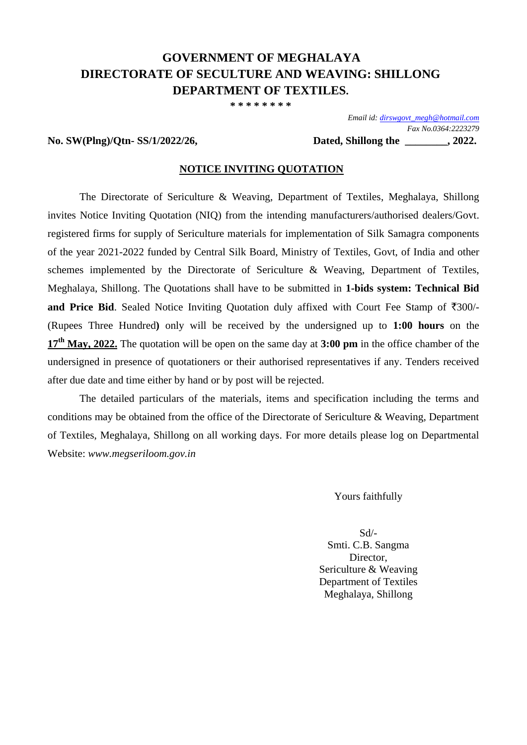# GOVERNMENT OF MEGHALAYA
# DIRECTORATE OF SECULTURE AND WEAVING: SHILLONG
# DEPARTMENT OF TEXTILES.

\* \* \* \* \* \* \* \*

*Email id: dirswgovt_megh@hotmail.com*
*Fax No.0364:2223279*

**No. SW(Plng)/Qtn- SS/1/2022/26,** **Dated, Shillong the \_\_\_\_\_\_\_\_, 2022.**

**NOTICE INVITING QUOTATION**

The Directorate of Sericulture & Weaving, Department of Textiles, Meghalaya, Shillong invites Notice Inviting Quotation (NIQ) from the intending manufacturers/authorised dealers/Govt. registered firms for supply of Sericulture materials for implementation of Silk Samagra components of the year 2021-2022 funded by Central Silk Board, Ministry of Textiles, Govt, of India and other schemes implemented by the Directorate of Sericulture & Weaving, Department of Textiles, Meghalaya, Shillong. The Quotations shall have to be submitted in **1-bids system: Technical Bid and Price Bid**. Sealed Notice Inviting Quotation duly affixed with Court Fee Stamp of ₹300/- (Rupees Three Hundred**)** only will be received by the undersigned up to **1:00 hours** on the **17th May, 2022.** The quotation will be open on the same day at **3:00 pm** in the office chamber of the undersigned in presence of quotationers or their authorised representatives if any. Tenders received after due date and time either by hand or by post will be rejected.

The detailed particulars of the materials, items and specification including the terms and conditions may be obtained from the office of the Directorate of Sericulture & Weaving, Department of Textiles, Meghalaya, Shillong on all working days. For more details please log on Departmental Website: *www.megseriloom.gov.in*

Yours faithfully

Sd/-
Smti. C.B. Sangma
Director,
Sericulture & Weaving
Department of Textiles
Meghalaya, Shillong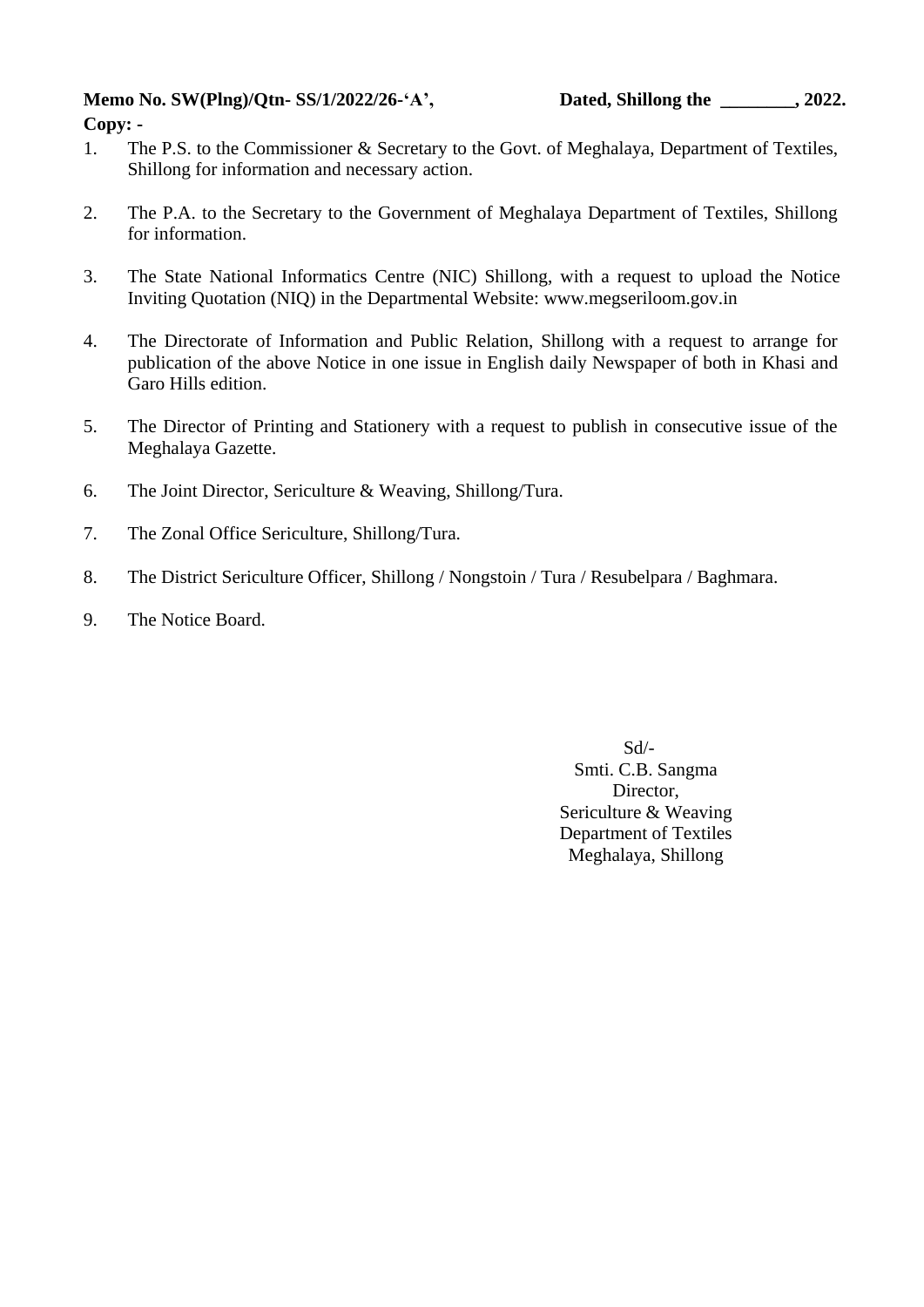**Memo No. SW(Plng)/Qtn- SS/1/2022/26-'A',** **Dated, Shillong the ________, 2022.**

**Copy: -**

1. The P.S. to the Commissioner & Secretary to the Govt. of Meghalaya, Department of Textiles, Shillong for information and necessary action.

2. The P.A. to the Secretary to the Government of Meghalaya Department of Textiles, Shillong for information.

3. The State National Informatics Centre (NIC) Shillong, with a request to upload the Notice Inviting Quotation (NIQ) in the Departmental Website: www.megseriloom.gov.in

4. The Directorate of Information and Public Relation, Shillong with a request to arrange for publication of the above Notice in one issue in English daily Newspaper of both in Khasi and Garo Hills edition.

5. The Director of Printing and Stationery with a request to publish in consecutive issue of the Meghalaya Gazette.

6. The Joint Director, Sericulture & Weaving, Shillong/Tura.

7. The Zonal Office Sericulture, Shillong/Tura.

8. The District Sericulture Officer, Shillong / Nongstoin / Tura / Resubelpara / Baghmara.

9. The Notice Board.

Sd/-
Smti. C.B. Sangma
Director,
Sericulture & Weaving
Department of Textiles
Meghalaya, Shillong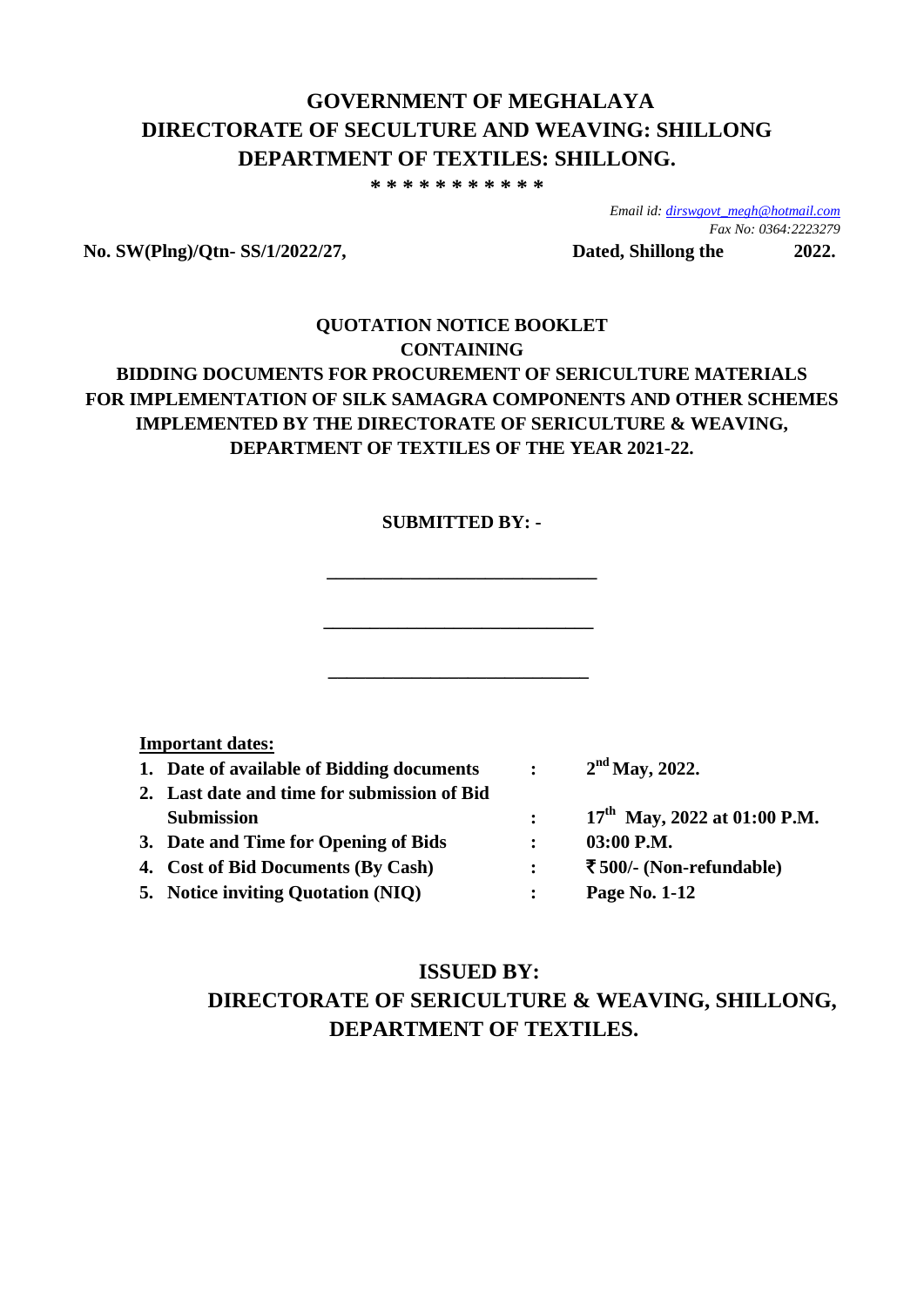# GOVERNMENT OF MEGHALAYA
# DIRECTORATE OF SECULTURE AND WEAVING: SHILLONG
# DEPARTMENT OF TEXTILES: SHILLONG.

**\* \* \* \* \* \* \* \* \* \* \***

*Email id: dirswgovt_megh@hotmail.com*
*Fax No: 0364:2223279*

**No. SW(Plng)/Qtn- SS/1/2022/27,** **Dated, Shillong the 2022.**

**QUOTATION NOTICE BOOKLET**
**CONTAINING**
**BIDDING DOCUMENTS FOR PROCUREMENT OF SERICULTURE MATERIALS FOR IMPLEMENTATION OF SILK SAMAGRA COMPONENTS AND OTHER SCHEMES IMPLEMENTED BY THE DIRECTORATE OF SERICULTURE & WEAVING, DEPARTMENT OF TEXTILES OF THE YEAR 2021-22.**

**SUBMITTED BY: -**

\_\_\_\_\_\_\_\_\_\_\_\_\_\_\_\_\_\_\_\_\_\_\_\_\_\_\_\_\_\_

\_\_\_\_\_\_\_\_\_\_\_\_\_\_\_\_\_\_\_\_\_\_\_\_\_\_\_\_\_\_

\_\_\_\_\_\_\_\_\_\_\_\_\_\_\_\_\_\_\_\_\_\_\_\_\_\_\_\_\_\_

**Important dates:**

| | | |
|---|---|---|
| **1. Date of available of Bidding documents** | **:** | **2nd May, 2022.** |
| **2. Last date and time for submission of Bid Submission** | **:** | **17th May, 2022 at 01:00 P.M.** |
| **3. Date and Time for Opening of Bids** | **:** | **03:00 P.M.** |
| **4. Cost of Bid Documents (By Cash)** | **:** | **₹ 500/- (Non-refundable)** |
| **5. Notice inviting Quotation (NIQ)** | **:** | **Page No. 1-12** |

## ISSUED BY:
## DIRECTORATE OF SERICULTURE & WEAVING, SHILLONG, DEPARTMENT OF TEXTILES.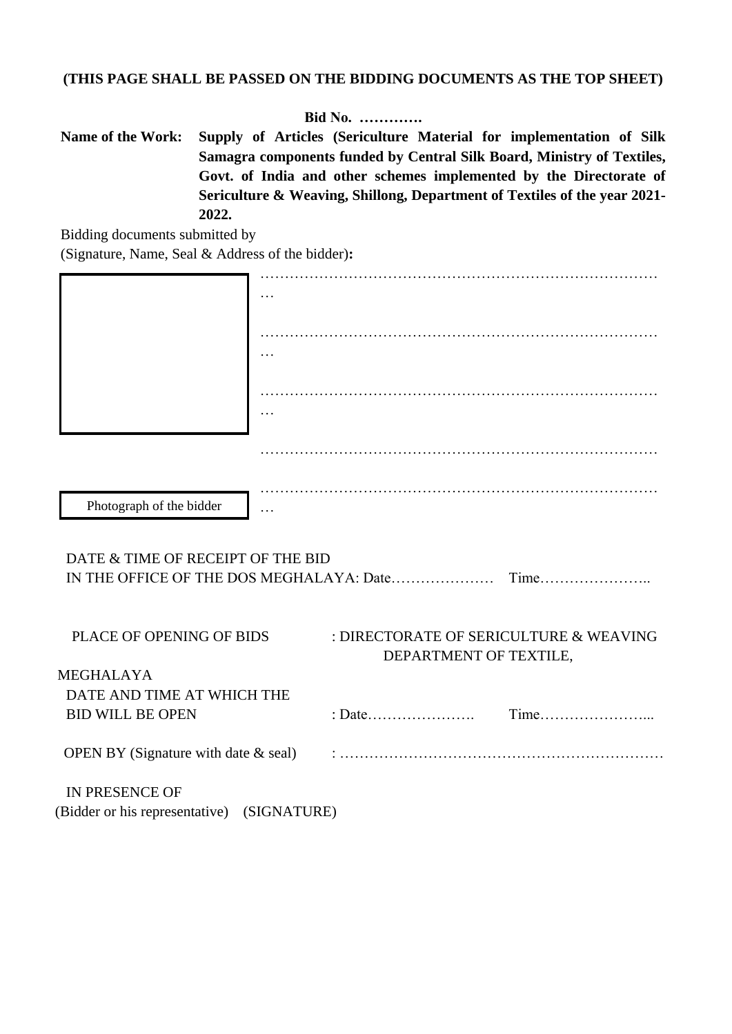**(THIS PAGE SHALL BE PASSED ON THE BIDDING DOCUMENTS AS THE TOP SHEET)**

**Bid No. ………….**

**Name of the Work:** **Supply of Articles (Sericulture Material for implementation of Silk Samagra components funded by Central Silk Board, Ministry of Textiles, Govt. of India and other schemes implemented by the Directorate of Sericulture & Weaving, Shillong, Department of Textiles of the year 2021-2022.**

Bidding documents submitted by
(Signature, Name, Seal & Address of the bidder)**:**

…………………………………………………………………………

…………………………………………………………………………

…………………………………………………………………………

…………………………………………………………………………

…………………………………………………………………………

Photograph of the bidder

DATE & TIME OF RECEIPT OF THE BID
IN THE OFFICE OF THE DOS MEGHALAYA: Date………………… Time…………………..

PLACE OF OPENING OF BIDS : DIRECTORATE OF SERICULTURE & WEAVING DEPARTMENT OF TEXTILE, MEGHALAYA

DATE AND TIME AT WHICH THE BID WILL BE OPEN : Date…………………. Time…………………...

OPEN BY (Signature with date & seal) : ………………………………………………………

IN PRESENCE OF
(Bidder or his representative) (SIGNATURE)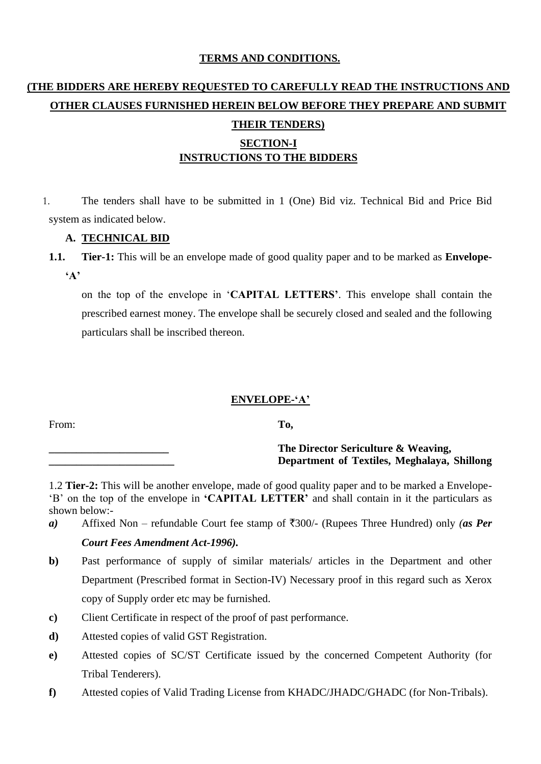**TERMS AND CONDITIONS.**

**(THE BIDDERS ARE HEREBY REQUESTED TO CAREFULLY READ THE INSTRUCTIONS AND OTHER CLAUSES FURNISHED HEREIN BELOW BEFORE THEY PREPARE AND SUBMIT THEIR TENDERS)**

## SECTION-I
## INSTRUCTIONS TO THE BIDDERS

1. The tenders shall have to be submitted in 1 (One) Bid viz. Technical Bid and Price Bid system as indicated below.

**A. TECHNICAL BID**

**1.1. Tier-1:** This will be an envelope made of good quality paper and to be marked as **Envelope-'A'**

on the top of the envelope in '**CAPITAL LETTERS**'. This envelope shall contain the prescribed earnest money. The envelope shall be securely closed and sealed and the following particulars shall be inscribed thereon.

**ENVELOPE-'A'**

From:

______________________

_______________________

**To,**

**The Director Sericulture & Weaving,**
**Department of Textiles, Meghalaya, Shillong**

1.2 **Tier-2:** This will be another envelope, made of good quality paper and to be marked a Envelope-'B' on the top of the envelope in **'CAPITAL LETTER'** and shall contain in it the particulars as shown below:-

***a)*** Affixed Non – refundable Court fee stamp of ₹300/- (Rupees Three Hundred) only ***(as Per Court Fees Amendment Act-1996).***

**b)** Past performance of supply of similar materials/ articles in the Department and other Department (Prescribed format in Section-IV) Necessary proof in this regard such as Xerox copy of Supply order etc may be furnished.

**c)** Client Certificate in respect of the proof of past performance.

**d)** Attested copies of valid GST Registration.

**e)** Attested copies of SC/ST Certificate issued by the concerned Competent Authority (for Tribal Tenderers).

**f)** Attested copies of Valid Trading License from KHADC/JHADC/GHADC (for Non-Tribals).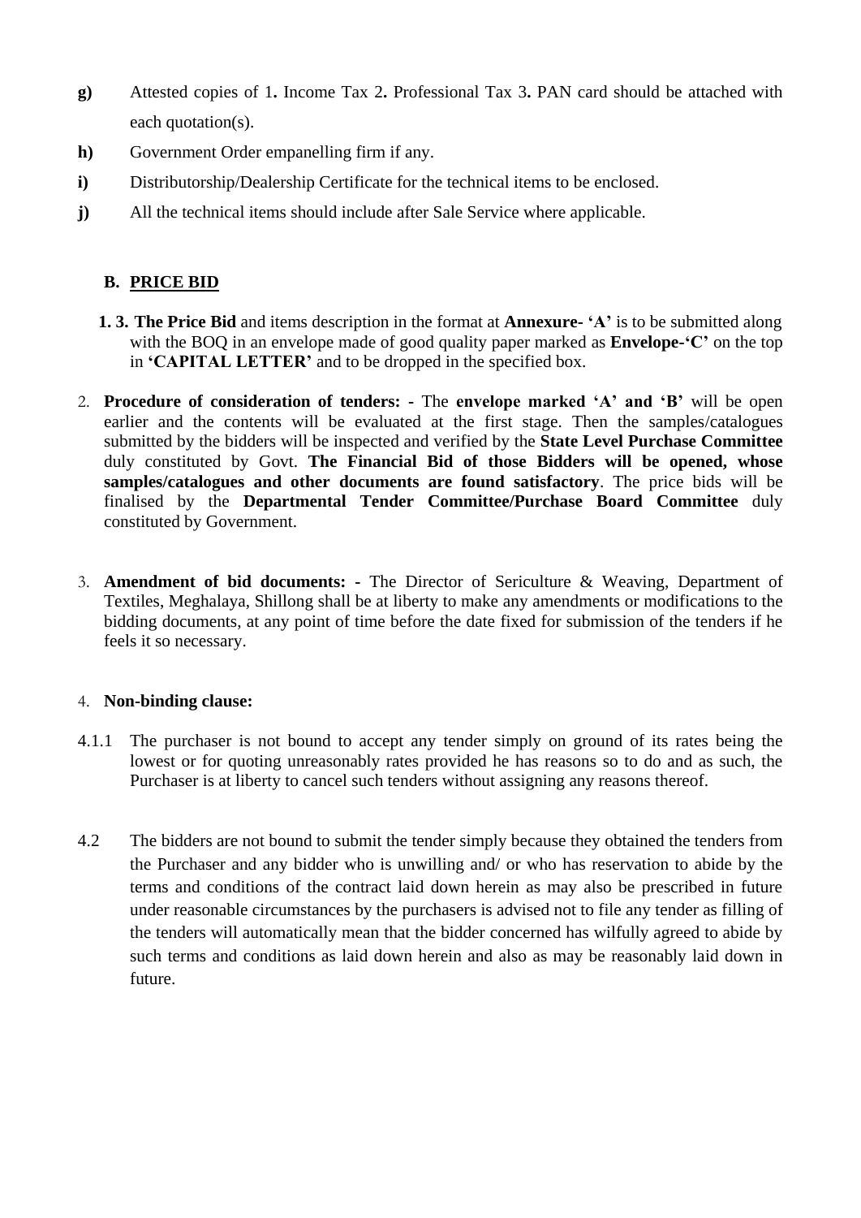**g)** Attested copies of 1**.** Income Tax 2**.** Professional Tax 3**.** PAN card should be attached with each quotation(s).

**h)** Government Order empanelling firm if any.

**i)** Distributorship/Dealership Certificate for the technical items to be enclosed.

**j)** All the technical items should include after Sale Service where applicable.

**B. PRICE BID**

**1. 3. The Price Bid** and items description in the format at **Annexure- 'A'** is to be submitted along with the BOQ in an envelope made of good quality paper marked as **Envelope-'C'** on the top in **'CAPITAL LETTER'** and to be dropped in the specified box.

2. **Procedure of consideration of tenders: -** The **envelope marked 'A' and 'B'** will be open earlier and the contents will be evaluated at the first stage. Then the samples/catalogues submitted by the bidders will be inspected and verified by the **State Level Purchase Committee** duly constituted by Govt. **The Financial Bid of those Bidders will be opened, whose samples/catalogues and other documents are found satisfactory**. The price bids will be finalised by the **Departmental Tender Committee/Purchase Board Committee** duly constituted by Government.

3. **Amendment of bid documents: -** The Director of Sericulture & Weaving, Department of Textiles, Meghalaya, Shillong shall be at liberty to make any amendments or modifications to the bidding documents, at any point of time before the date fixed for submission of the tenders if he feels it so necessary.

4. **Non-binding clause:**

4.1.1 The purchaser is not bound to accept any tender simply on ground of its rates being the lowest or for quoting unreasonably rates provided he has reasons so to do and as such, the Purchaser is at liberty to cancel such tenders without assigning any reasons thereof.

4.2 The bidders are not bound to submit the tender simply because they obtained the tenders from the Purchaser and any bidder who is unwilling and/ or who has reservation to abide by the terms and conditions of the contract laid down herein as may also be prescribed in future under reasonable circumstances by the purchasers is advised not to file any tender as filling of the tenders will automatically mean that the bidder concerned has wilfully agreed to abide by such terms and conditions as laid down herein and also as may be reasonably laid down in future.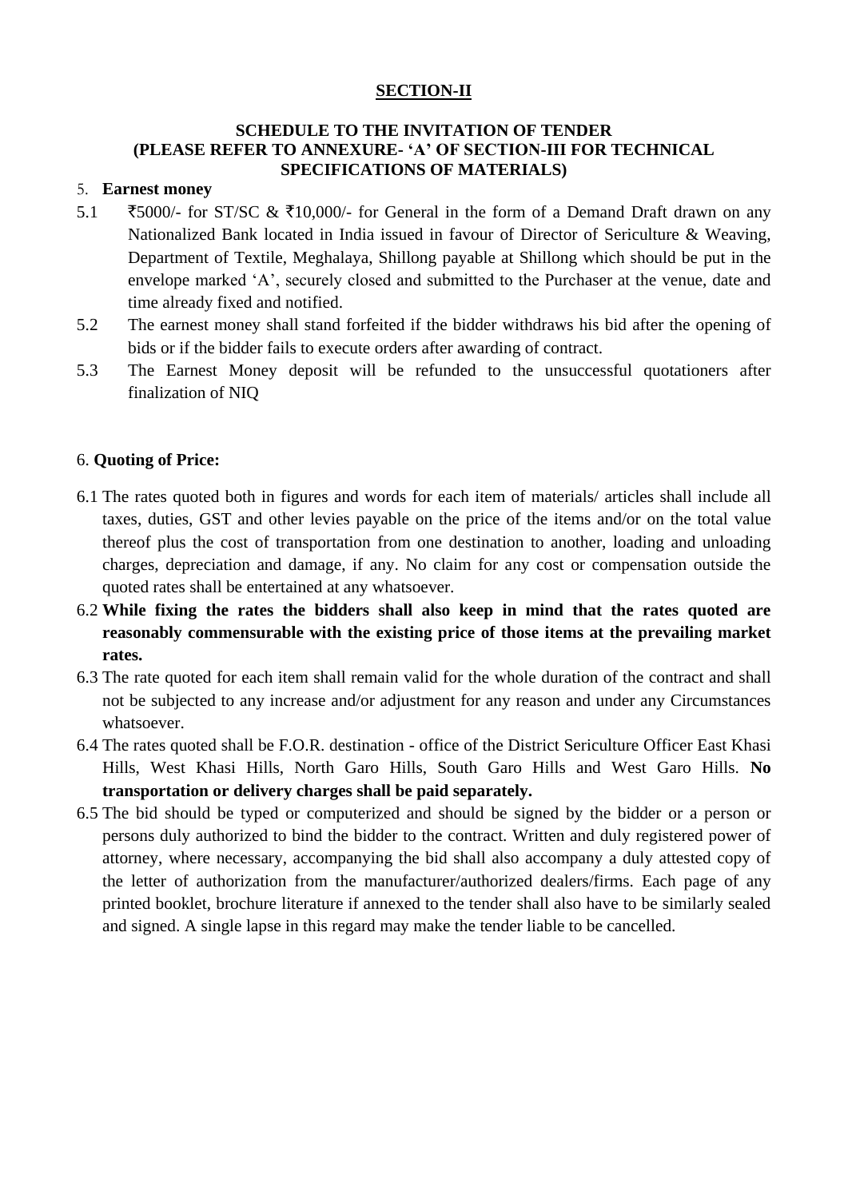**SECTION-II**

**SCHEDULE TO THE INVITATION OF TENDER**
**(PLEASE REFER TO ANNEXURE- 'A' OF SECTION-III FOR TECHNICAL SPECIFICATIONS OF MATERIALS)**

5. **Earnest money**

5.1 ₹5000/- for ST/SC & ₹10,000/- for General in the form of a Demand Draft drawn on any Nationalized Bank located in India issued in favour of Director of Sericulture & Weaving, Department of Textile, Meghalaya, Shillong payable at Shillong which should be put in the envelope marked 'A', securely closed and submitted to the Purchaser at the venue, date and time already fixed and notified.

5.2 The earnest money shall stand forfeited if the bidder withdraws his bid after the opening of bids or if the bidder fails to execute orders after awarding of contract.

5.3 The Earnest Money deposit will be refunded to the unsuccessful quotationers after finalization of NIQ

6. **Quoting of Price:**

6.1 The rates quoted both in figures and words for each item of materials/ articles shall include all taxes, duties, GST and other levies payable on the price of the items and/or on the total value thereof plus the cost of transportation from one destination to another, loading and unloading charges, depreciation and damage, if any. No claim for any cost or compensation outside the quoted rates shall be entertained at any whatsoever.

6.2 **While fixing the rates the bidders shall also keep in mind that the rates quoted are reasonably commensurable with the existing price of those items at the prevailing market rates.**

6.3 The rate quoted for each item shall remain valid for the whole duration of the contract and shall not be subjected to any increase and/or adjustment for any reason and under any Circumstances whatsoever.

6.4 The rates quoted shall be F.O.R. destination - office of the District Sericulture Officer East Khasi Hills, West Khasi Hills, North Garo Hills, South Garo Hills and West Garo Hills. **No transportation or delivery charges shall be paid separately.**

6.5 The bid should be typed or computerized and should be signed by the bidder or a person or persons duly authorized to bind the bidder to the contract. Written and duly registered power of attorney, where necessary, accompanying the bid shall also accompany a duly attested copy of the letter of authorization from the manufacturer/authorized dealers/firms. Each page of any printed booklet, brochure literature if annexed to the tender shall also have to be similarly sealed and signed. A single lapse in this regard may make the tender liable to be cancelled.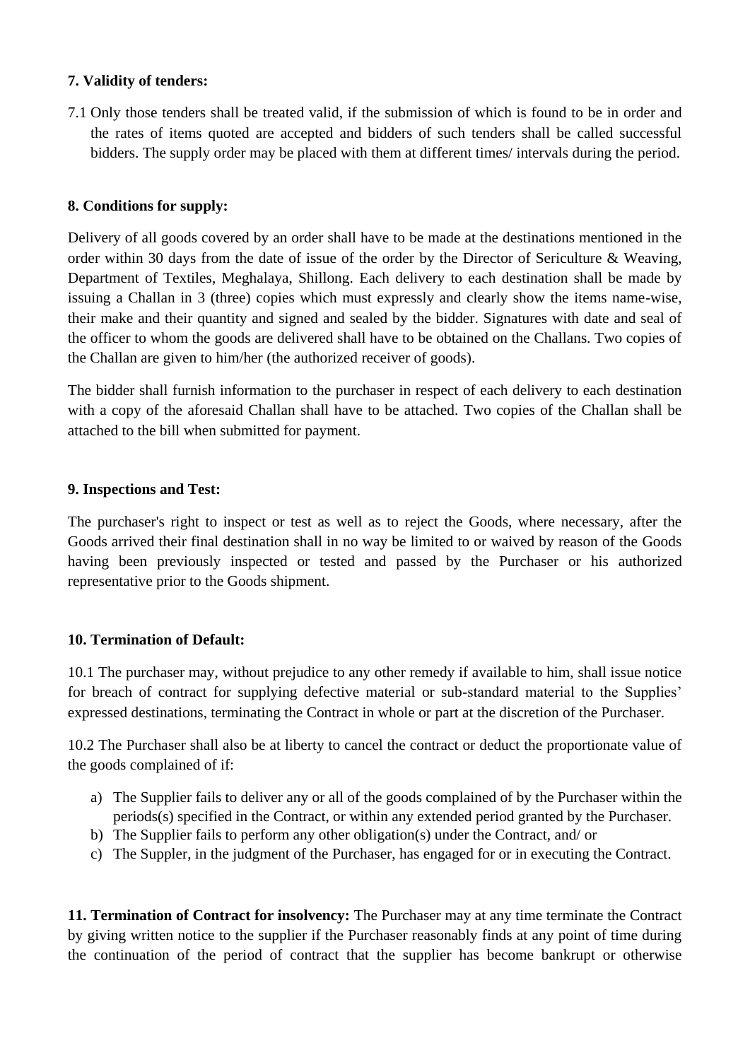**7. Validity of tenders:**

7.1 Only those tenders shall be treated valid, if the submission of which is found to be in order and the rates of items quoted are accepted and bidders of such tenders shall be called successful bidders. The supply order may be placed with them at different times/ intervals during the period.

**8. Conditions for supply:**

Delivery of all goods covered by an order shall have to be made at the destinations mentioned in the order within 30 days from the date of issue of the order by the Director of Sericulture & Weaving, Department of Textiles, Meghalaya, Shillong. Each delivery to each destination shall be made by issuing a Challan in 3 (three) copies which must expressly and clearly show the items name-wise, their make and their quantity and signed and sealed by the bidder. Signatures with date and seal of the officer to whom the goods are delivered shall have to be obtained on the Challans. Two copies of the Challan are given to him/her (the authorized receiver of goods).

The bidder shall furnish information to the purchaser in respect of each delivery to each destination with a copy of the aforesaid Challan shall have to be attached. Two copies of the Challan shall be attached to the bill when submitted for payment.

**9. Inspections and Test:**

The purchaser's right to inspect or test as well as to reject the Goods, where necessary, after the Goods arrived their final destination shall in no way be limited to or waived by reason of the Goods having been previously inspected or tested and passed by the Purchaser or his authorized representative prior to the Goods shipment.

**10. Termination of Default:**

10.1 The purchaser may, without prejudice to any other remedy if available to him, shall issue notice for breach of contract for supplying defective material or sub-standard material to the Supplies' expressed destinations, terminating the Contract in whole or part at the discretion of the Purchaser.

10.2 The Purchaser shall also be at liberty to cancel the contract or deduct the proportionate value of the goods complained of if:

a) The Supplier fails to deliver any or all of the goods complained of by the Purchaser within the periods(s) specified in the Contract, or within any extended period granted by the Purchaser.
b) The Supplier fails to perform any other obligation(s) under the Contract, and/ or
c) The Suppler, in the judgment of the Purchaser, has engaged for or in executing the Contract.

**11. Termination of Contract for insolvency:** The Purchaser may at any time terminate the Contract by giving written notice to the supplier if the Purchaser reasonably finds at any point of time during the continuation of the period of contract that the supplier has become bankrupt or otherwise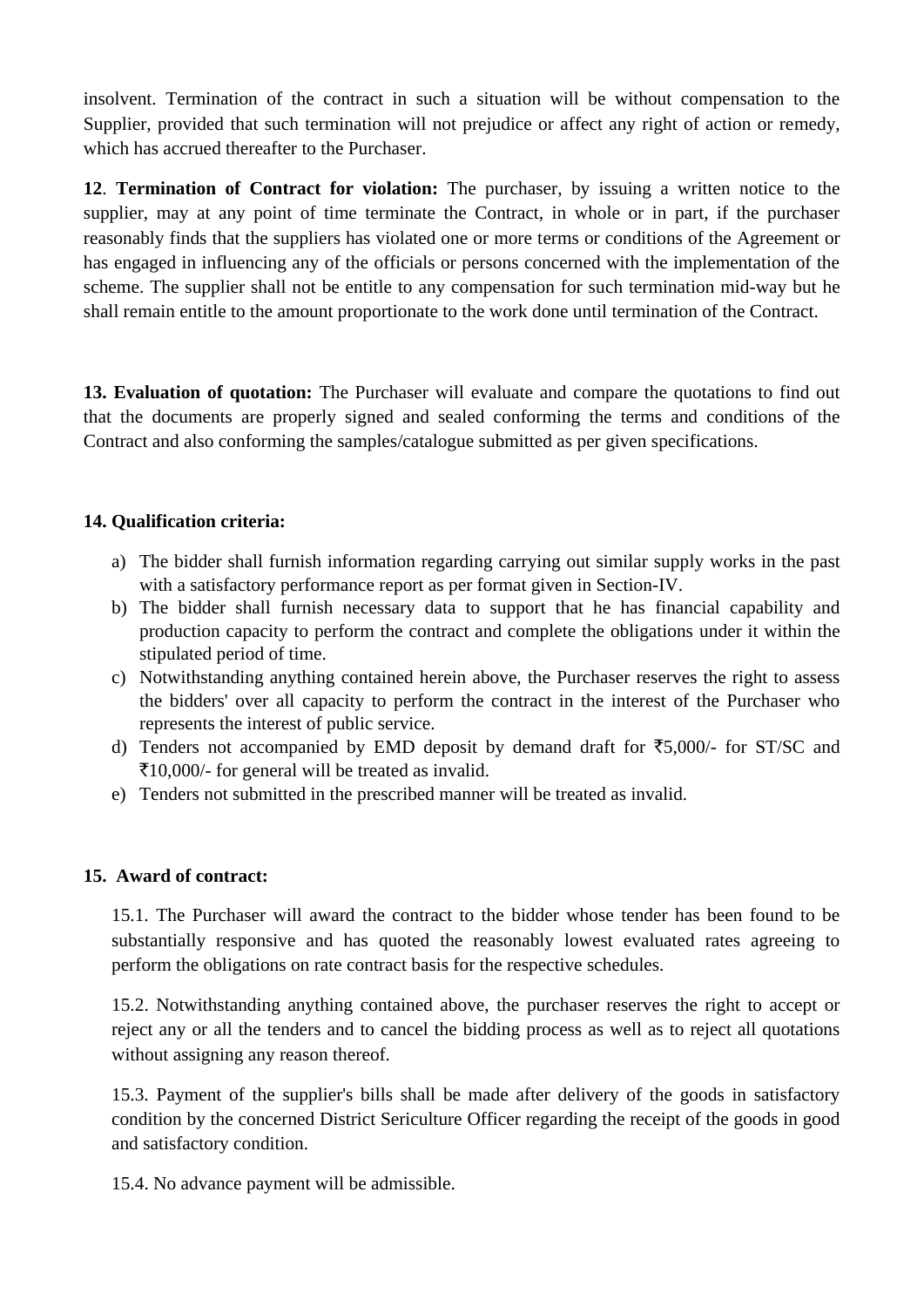insolvent. Termination of the contract in such a situation will be without compensation to the Supplier, provided that such termination will not prejudice or affect any right of action or remedy, which has accrued thereafter to the Purchaser.

**12**. **Termination of Contract for violation:** The purchaser, by issuing a written notice to the supplier, may at any point of time terminate the Contract, in whole or in part, if the purchaser reasonably finds that the suppliers has violated one or more terms or conditions of the Agreement or has engaged in influencing any of the officials or persons concerned with the implementation of the scheme. The supplier shall not be entitle to any compensation for such termination mid-way but he shall remain entitle to the amount proportionate to the work done until termination of the Contract.

**13. Evaluation of quotation:** The Purchaser will evaluate and compare the quotations to find out that the documents are properly signed and sealed conforming the terms and conditions of the Contract and also conforming the samples/catalogue submitted as per given specifications.

**14. Qualification criteria:**

a) The bidder shall furnish information regarding carrying out similar supply works in the past with a satisfactory performance report as per format given in Section-IV.
b) The bidder shall furnish necessary data to support that he has financial capability and production capacity to perform the contract and complete the obligations under it within the stipulated period of time.
c) Notwithstanding anything contained herein above, the Purchaser reserves the right to assess the bidders' over all capacity to perform the contract in the interest of the Purchaser who represents the interest of public service.
d) Tenders not accompanied by EMD deposit by demand draft for ₹5,000/- for ST/SC and ₹10,000/- for general will be treated as invalid.
e) Tenders not submitted in the prescribed manner will be treated as invalid.

**15. Award of contract:**

15.1. The Purchaser will award the contract to the bidder whose tender has been found to be substantially responsive and has quoted the reasonably lowest evaluated rates agreeing to perform the obligations on rate contract basis for the respective schedules.

15.2. Notwithstanding anything contained above, the purchaser reserves the right to accept or reject any or all the tenders and to cancel the bidding process as well as to reject all quotations without assigning any reason thereof.

15.3. Payment of the supplier's bills shall be made after delivery of the goods in satisfactory condition by the concerned District Sericulture Officer regarding the receipt of the goods in good and satisfactory condition.

15.4. No advance payment will be admissible.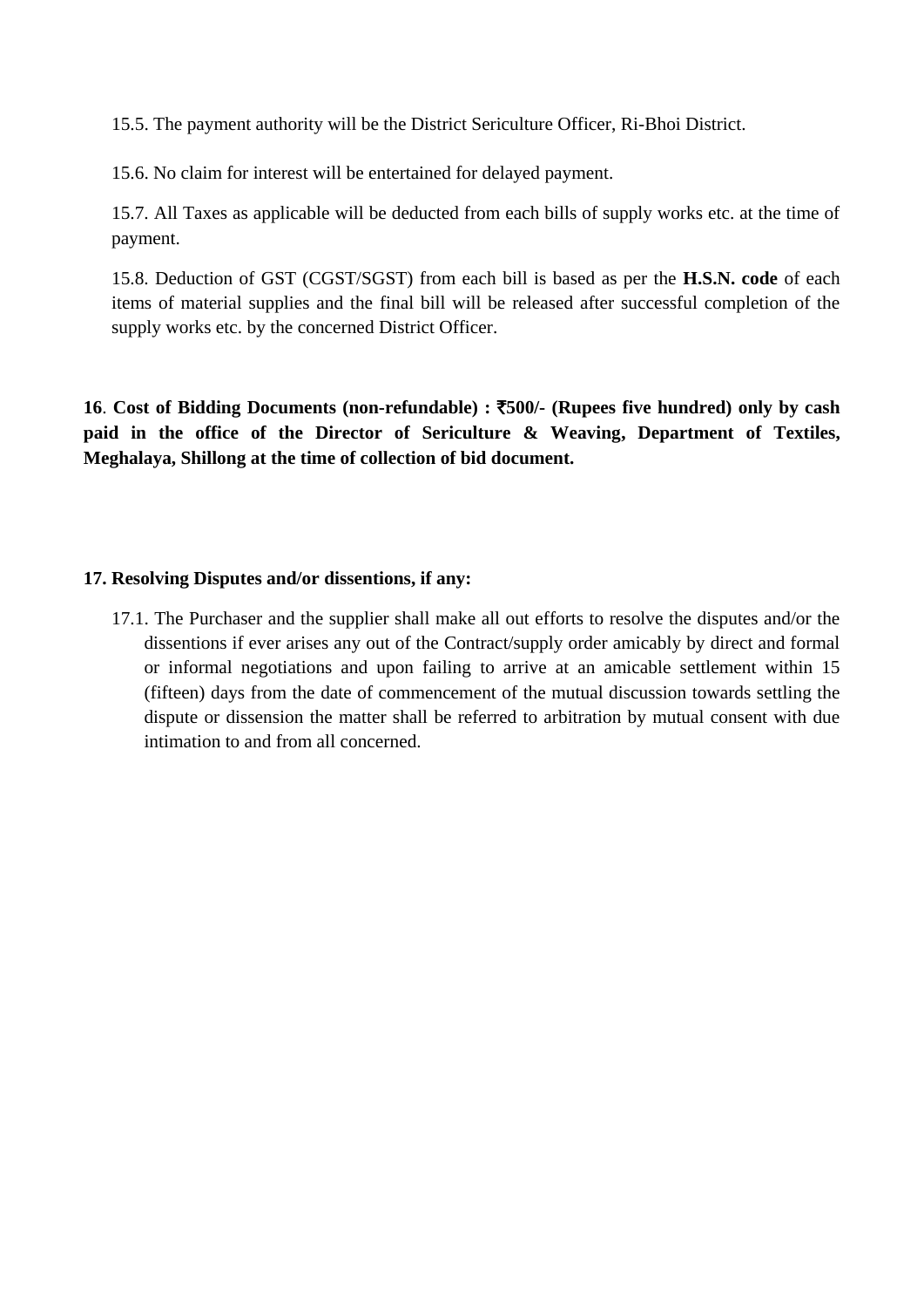15.5. The payment authority will be the District Sericulture Officer, Ri-Bhoi District.

15.6. No claim for interest will be entertained for delayed payment.

15.7. All Taxes as applicable will be deducted from each bills of supply works etc. at the time of payment.

15.8. Deduction of GST (CGST/SGST) from each bill is based as per the **H.S.N. code** of each items of material supplies and the final bill will be released after successful completion of the supply works etc. by the concerned District Officer.

**16**. **Cost of Bidding Documents (non-refundable) : ₹500/- (Rupees five hundred) only by cash paid in the office of the Director of Sericulture & Weaving, Department of Textiles, Meghalaya, Shillong at the time of collection of bid document.**

**17. Resolving Disputes and/or dissentions, if any:**

17.1. The Purchaser and the supplier shall make all out efforts to resolve the disputes and/or the dissentions if ever arises any out of the Contract/supply order amicably by direct and formal or informal negotiations and upon failing to arrive at an amicable settlement within 15 (fifteen) days from the date of commencement of the mutual discussion towards settling the dispute or dissension the matter shall be referred to arbitration by mutual consent with due intimation to and from all concerned.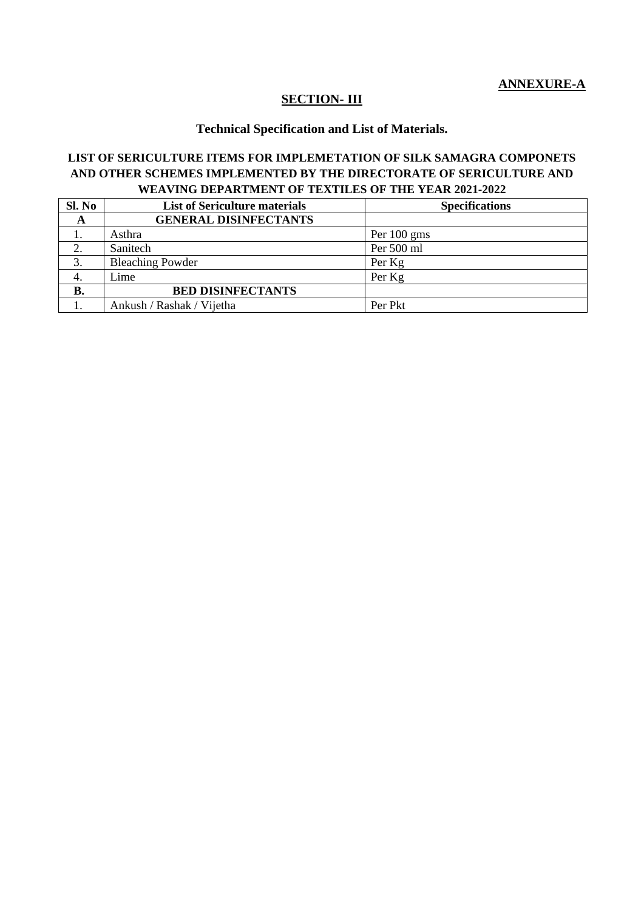**ANNEXURE-A**

## SECTION- III

### Technical Specification and List of Materials.

**LIST OF SERICULTURE ITEMS FOR IMPLEMETATION OF SILK SAMAGRA COMPONETS AND OTHER SCHEMES IMPLEMENTED BY THE DIRECTORATE OF SERICULTURE AND WEAVING DEPARTMENT OF TEXTILES OF THE YEAR 2021-2022**

| Sl. No | List of Sericulture materials | Specifications |
|---|---|---|
| **A** | **GENERAL DISINFECTANTS** | |
| 1. | Asthra | Per 100 gms |
| 2. | Sanitech | Per 500 ml |
| 3. | Bleaching Powder | Per Kg |
| 4. | Lime | Per Kg |
| **B.** | **BED DISINFECTANTS** | |
| 1. | Ankush / Rashak / Vijetha | Per Pkt |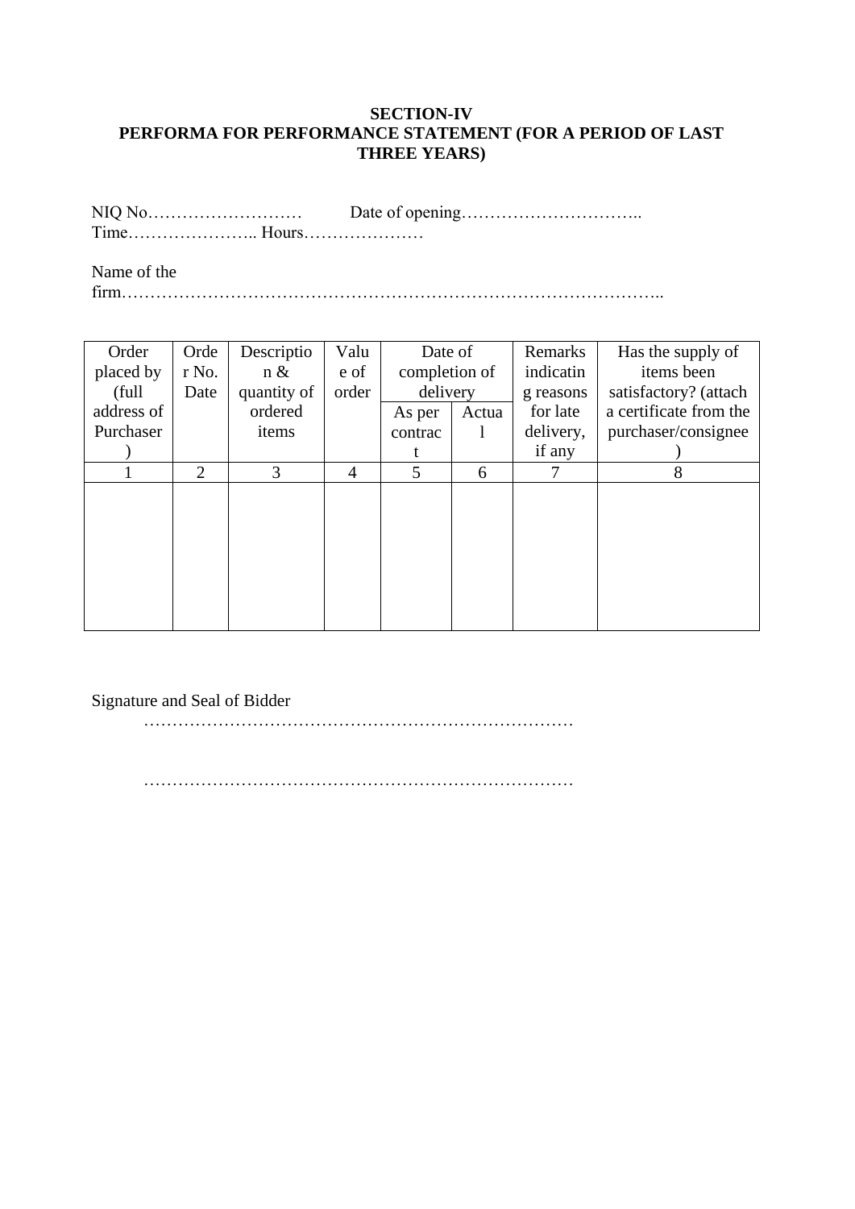**SECTION-IV**
**PERFORMA FOR PERFORMANCE STATEMENT (FOR A PERIOD OF LAST THREE YEARS)**

NIQ No……………………… Date of opening…………………………..
Time………………….. Hours…………………

Name of the firm………………………………………………………………………………..

| Order placed by (full address of Purchaser) | Order No. Date | Description & quantity of ordered items | Value of order | Date of completion of delivery | | Remarks indicating reasons for late delivery, if any | Has the supply of items been satisfactory? (attach a certificate from the purchaser/consignee) |
|---|---|---|---|---|---|---|---|
| | | | | As per contract | Actual | | |
| 1 | 2 | 3 | 4 | 5 | 6 | 7 | 8 |
| | | | | | | | |

Signature and Seal of Bidder
………………………………………………………………

………………………………………………………………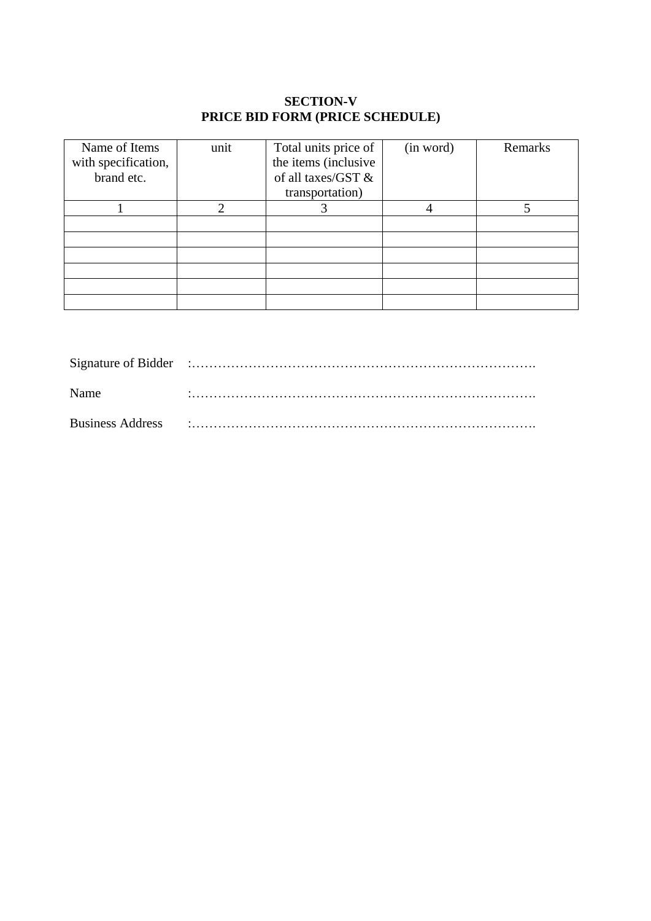**SECTION-V**
**PRICE BID FORM (PRICE SCHEDULE)**

| Name of Items with specification, brand etc. | unit | Total units price of the items (inclusive of all taxes/GST & transportation) | (in word) | Remarks |
|---|---|---|---|---|
| 1 | 2 | 3 | 4 | 5 |
| | | | | |
| | | | | |
| | | | | |
| | | | | |
| | | | | |
| | | | | |

Signature of Bidder :…………………………………………………………………….

Name :…………………………………………………………………….

Business Address :…………………………………………………………………….